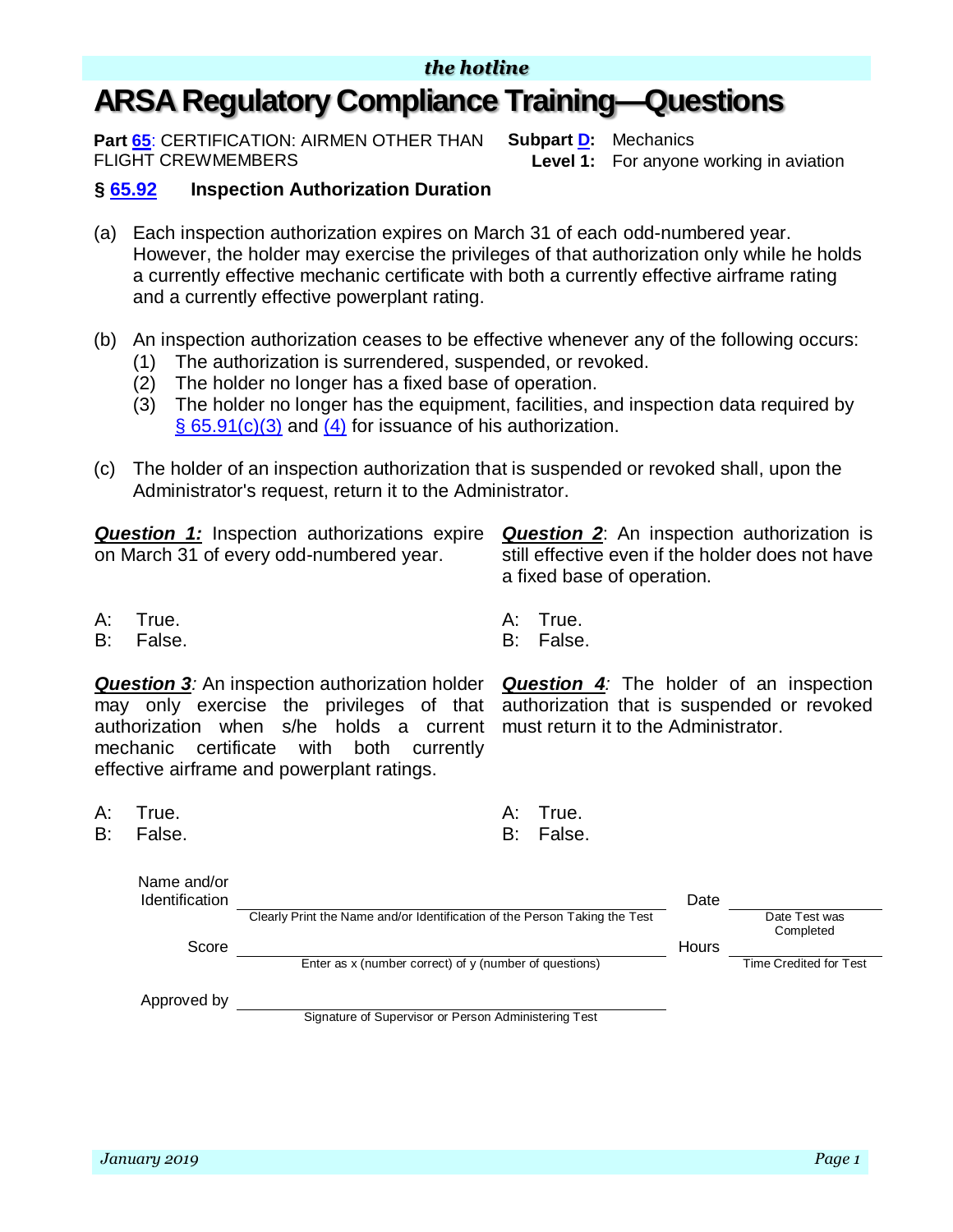*the hotline*

# ARSA Regulatory Compliance Training—Questions

**Part 65**: CERTIFICATION: AIRMEN OTHER THAN FLIGHT CREWMEMBERS

**Subpart D:** Mechanics
**Level 1:** For anyone working in aviation

## § 65.92 Inspection Authorization Duration

(a) Each inspection authorization expires on March 31 of each odd-numbered year. However, the holder may exercise the privileges of that authorization only while he holds a currently effective mechanic certificate with both a currently effective airframe rating and a currently effective powerplant rating.

(b) An inspection authorization ceases to be effective whenever any of the following occurs:
   (1) The authorization is surrendered, suspended, or revoked.
   (2) The holder no longer has a fixed base of operation.
   (3) The holder no longer has the equipment, facilities, and inspection data required by § 65.91(c)(3) and (4) for issuance of his authorization.

(c) The holder of an inspection authorization that is suspended or revoked shall, upon the Administrator's request, return it to the Administrator.

***Question 1:*** Inspection authorizations expire on March 31 of every odd-numbered year.

A: True.
B: False.

***Question 2***: An inspection authorization is still effective even if the holder does not have a fixed base of operation.

A: True.
B: False.

***Question 3****:* An inspection authorization holder may only exercise the privileges of that authorization when s/he holds a current mechanic certificate with both currently effective airframe and powerplant ratings.

A: True.
B: False.

***Question 4****:* The holder of an inspection authorization that is suspended or revoked must return it to the Administrator.

A: True.
B: False.

Name and/or Identification ______________________________
Clearly Print the Name and/or Identification of the Person Taking the Test

Date ______________
Date Test was Completed

Score ______________________________
Enter as x (number correct) of y (number of questions)

Hours ______________
Time Credited for Test

Approved by ______________________________
Signature of Supervisor or Person Administering Test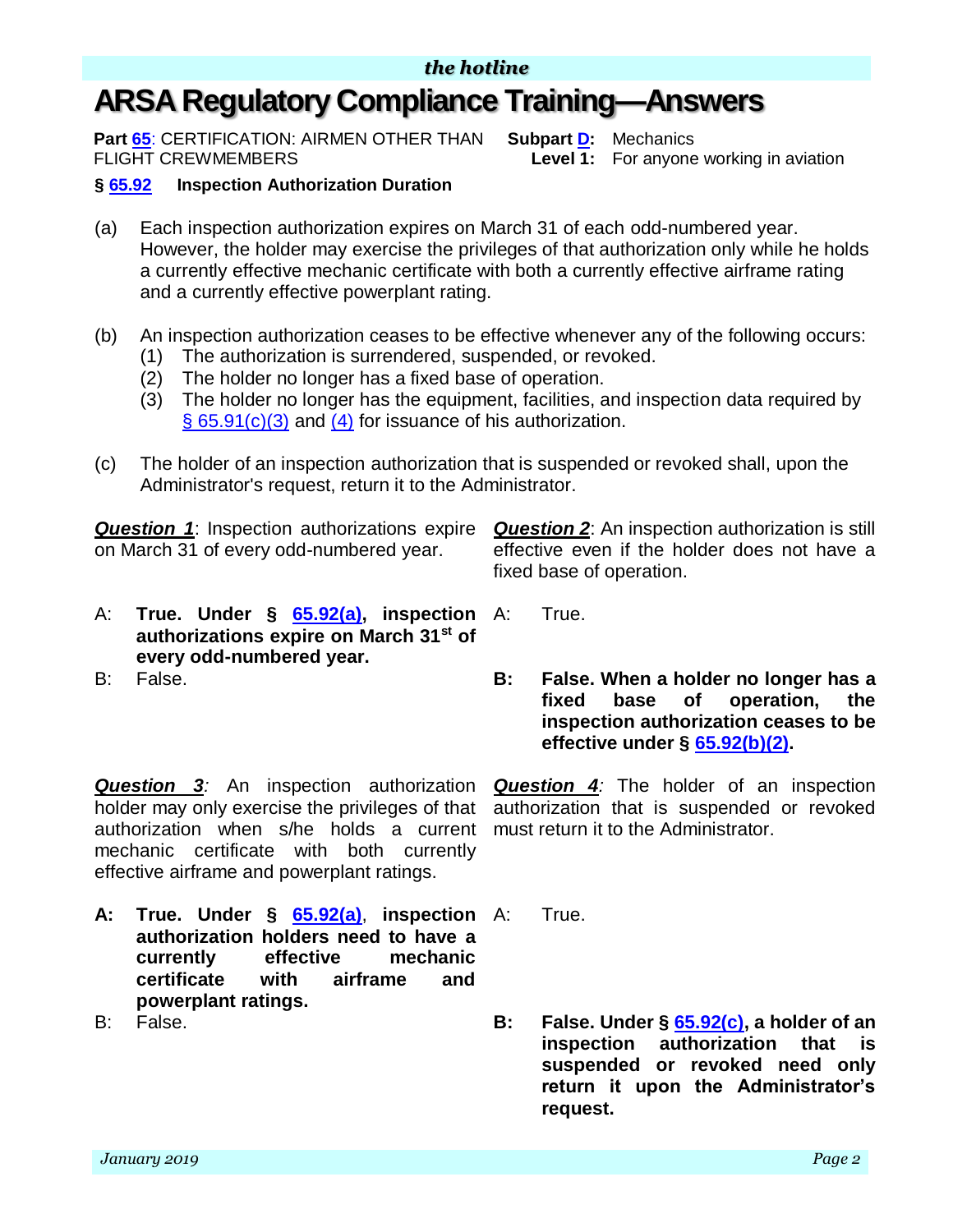# ARSA Regulatory Compliance Training—Answers

**Part 65**: CERTIFICATION: AIRMEN OTHER THAN FLIGHT CREWMEMBERS

**Subpart D:** Mechanics

**Level 1:** For anyone working in aviation

**§ 65.92 Inspection Authorization Duration**

(a) Each inspection authorization expires on March 31 of each odd-numbered year. However, the holder may exercise the privileges of that authorization only while he holds a currently effective mechanic certificate with both a currently effective airframe rating and a currently effective powerplant rating.

(b) An inspection authorization ceases to be effective whenever any of the following occurs:
 (1) The authorization is surrendered, suspended, or revoked.
 (2) The holder no longer has a fixed base of operation.
 (3) The holder no longer has the equipment, facilities, and inspection data required by § 65.91(c)(3) and (4) for issuance of his authorization.

(c) The holder of an inspection authorization that is suspended or revoked shall, upon the Administrator's request, return it to the Administrator.

***Question 1***: Inspection authorizations expire on March 31 of every odd-numbered year.

A: **True. Under § 65.92(a), inspection authorizations expire on March 31st of every odd-numbered year.**

B: False.

***Question 2***: An inspection authorization is still effective even if the holder does not have a fixed base of operation.

A: True.

**B: False. When a holder no longer has a fixed base of operation, the inspection authorization ceases to be effective under § 65.92(b)(2).**

***Question 3***: An inspection authorization holder may only exercise the privileges of that authorization when s/he holds a current mechanic certificate with both currently effective airframe and powerplant ratings.

**A: True. Under § 65.92(a), inspection authorization holders need to have a currently effective mechanic certificate with airframe and powerplant ratings.**

B: False.

***Question 4***: The holder of an inspection authorization that is suspended or revoked must return it to the Administrator.

A: True.

**B: False. Under § 65.92(c), a holder of an inspection authorization that is suspended or revoked need only return it upon the Administrator's request.**